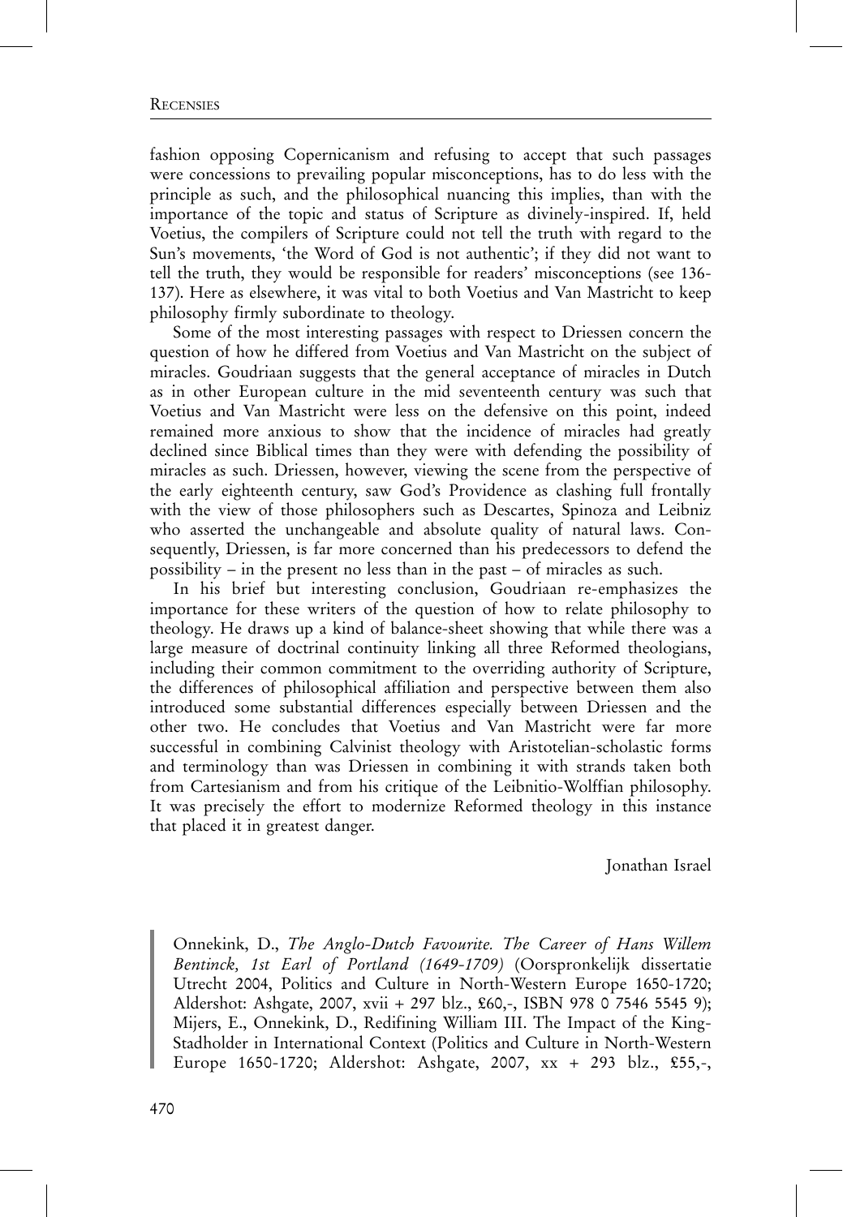fashion opposing Copernicanism and refusing to accept that such passages were concessions to prevailing popular misconceptions, has to do less with the principle as such, and the philosophical nuancing this implies, than with the importance of the topic and status of Scripture as divinely-inspired. If, held Voetius, the compilers of Scripture could not tell the truth with regard to the Sun's movements, 'the Word of God is not authentic'; if they did not want to tell the truth, they would be responsible for readers' misconceptions (see 136-137). Here as elsewhere, it was vital to both Voetius and Van Mastricht to keep philosophy firmly subordinate to theology.

Some of the most interesting passages with respect to Driessen concern the question of how he differed from Voetius and Van Mastricht on the subject of miracles. Goudriaan suggests that the general acceptance of miracles in Dutch as in other European culture in the mid seventeenth century was such that Voetius and Van Mastricht were less on the defensive on this point, indeed remained more anxious to show that the incidence of miracles had greatly declined since Biblical times than they were with defending the possibility of miracles as such. Driessen, however, viewing the scene from the perspective of the early eighteenth century, saw God's Providence as clashing full frontally with the view of those philosophers such as Descartes, Spinoza and Leibniz who asserted the unchangeable and absolute quality of natural laws. Consequently, Driessen, is far more concerned than his predecessors to defend the possibility – in the present no less than in the past – of miracles as such.

In his brief but interesting conclusion, Goudriaan re-emphasizes the importance for these writers of the question of how to relate philosophy to theology. He draws up a kind of balance-sheet showing that while there was a large measure of doctrinal continuity linking all three Reformed theologians, including their common commitment to the overriding authority of Scripture, the differences of philosophical affiliation and perspective between them also introduced some substantial differences especially between Driessen and the other two. He concludes that Voetius and Van Mastricht were far more successful in combining Calvinist theology with Aristotelian-scholastic forms and terminology than was Driessen in combining it with strands taken both from Cartesianism and from his critique of the Leibnitio-Wolffian philosophy. It was precisely the effort to modernize Reformed theology in this instance that placed it in greatest danger.

Jonathan Israel

Onnekink, D., *The Anglo-Dutch Favourite. The Career of Hans Willem Bentinck, 1st Earl of Portland (1649-1709)* (Oorspronkelijk dissertatie Utrecht 2004, Politics and Culture in North-Western Europe 1650-1720; Aldershot: Ashgate, 2007, xvii + 297 blz., £60,-, ISBN 978 0 7546 5545 9); Mijers, E., Onnekink, D., Redifining William III. The Impact of the King-Stadholder in International Context (Politics and Culture in North-Western Europe 1650-1720; Aldershot: Ashgate, 2007, xx + 293 blz., £55,-,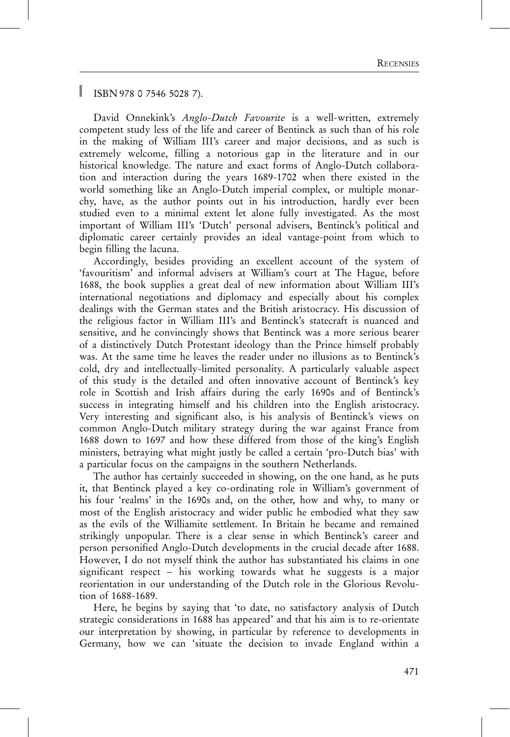ISBN 978 0 7546 5028 7).

David Onnekink's *Anglo-Dutch Favourite* is a well-written, extremely competent study less of the life and career of Bentinck as such than of his role in the making of William III's career and major decisions, and as such is extremely welcome, filling a notorious gap in the literature and in our historical knowledge. The nature and exact forms of Anglo-Dutch collaboration and interaction during the years 1689-1702 when there existed in the world something like an Anglo-Dutch imperial complex, or multiple monarchy, have, as the author points out in his introduction, hardly ever been studied even to a minimal extent let alone fully investigated. As the most important of William III's 'Dutch' personal advisers, Bentinck's political and diplomatic career certainly provides an ideal vantage-point from which to begin filling the lacuna.

Accordingly, besides providing an excellent account of the system of 'favouritism' and informal advisers at William's court at The Hague, before 1688, the book supplies a great deal of new information about William III's international negotiations and diplomacy and especially about his complex dealings with the German states and the British aristocracy. His discussion of the religious factor in William III's and Bentinck's statecraft is nuanced and sensitive, and he convincingly shows that Bentinck was a more serious bearer of a distinctively Dutch Protestant ideology than the Prince himself probably was. At the same time he leaves the reader under no illusions as to Bentinck's cold, dry and intellectually-limited personality. A particularly valuable aspect of this study is the detailed and often innovative account of Bentinck's key role in Scottish and Irish affairs during the early 1690s and of Bentinck's success in integrating himself and his children into the English aristocracy. Very interesting and significant also, is his analysis of Bentinck's views on common Anglo-Dutch military strategy during the war against France from 1688 down to 1697 and how these differed from those of the king's English ministers, betraying what might justly be called a certain 'pro-Dutch bias' with a particular focus on the campaigns in the southern Netherlands.

The author has certainly succeeded in showing, on the one hand, as he puts it, that Bentinck played a key co-ordinating role in William's government of his four 'realms' in the 1690s and, on the other, how and why, to many or most of the English aristocracy and wider public he embodied what they saw as the evils of the Williamite settlement. In Britain he became and remained strikingly unpopular. There is a clear sense in which Bentinck's career and person personified Anglo-Dutch developments in the crucial decade after 1688. However, I do not myself think the author has substantiated his claims in one significant respect – his working towards what he suggests is a major reorientation in our understanding of the Dutch role in the Glorious Revolution of 1688-1689.

Here, he begins by saying that 'to date, no satisfactory analysis of Dutch strategic considerations in 1688 has appeared' and that his aim is to re-orientate our interpretation by showing, in particular by reference to developments in Germany, how we can 'situate the decision to invade England within a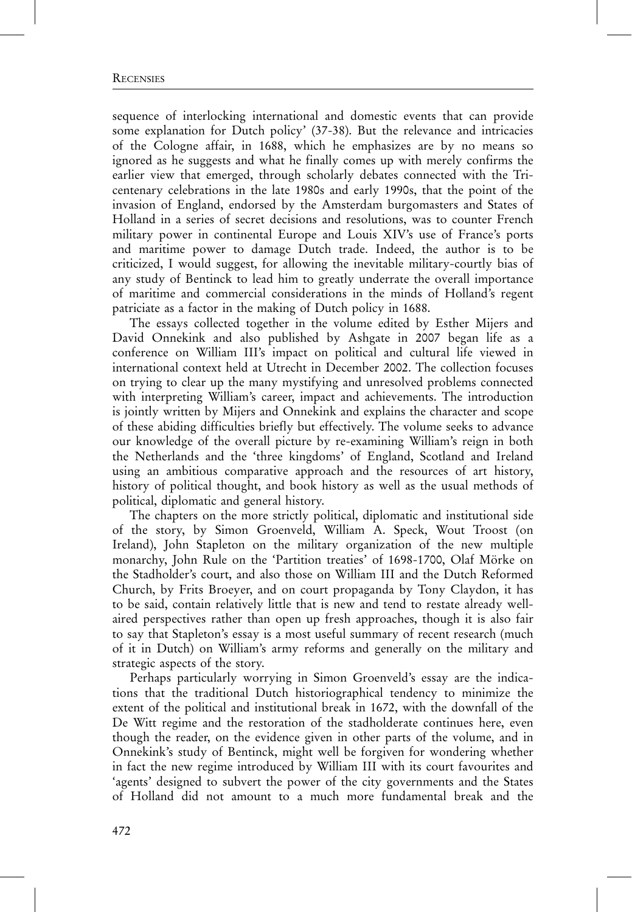sequence of interlocking international and domestic events that can provide some explanation for Dutch policy' (37-38). But the relevance and intricacies of the Cologne affair, in 1688, which he emphasizes are by no means so ignored as he suggests and what he finally comes up with merely confirms the earlier view that emerged, through scholarly debates connected with the Tri-centenary celebrations in the late 1980s and early 1990s, that the point of the invasion of England, endorsed by the Amsterdam burgomasters and States of Holland in a series of secret decisions and resolutions, was to counter French military power in continental Europe and Louis XIV's use of France's ports and maritime power to damage Dutch trade. Indeed, the author is to be criticized, I would suggest, for allowing the inevitable military-courtly bias of any study of Bentinck to lead him to greatly underrate the overall importance of maritime and commercial considerations in the minds of Holland's regent patriciate as a factor in the making of Dutch policy in 1688.

The essays collected together in the volume edited by Esther Mijers and David Onnekink and also published by Ashgate in 2007 began life as a conference on William III's impact on political and cultural life viewed in international context held at Utrecht in December 2002. The collection focuses on trying to clear up the many mystifying and unresolved problems connected with interpreting William's career, impact and achievements. The introduction is jointly written by Mijers and Onnekink and explains the character and scope of these abiding difficulties briefly but effectively. The volume seeks to advance our knowledge of the overall picture by re-examining William's reign in both the Netherlands and the 'three kingdoms' of England, Scotland and Ireland using an ambitious comparative approach and the resources of art history, history of political thought, and book history as well as the usual methods of political, diplomatic and general history.

The chapters on the more strictly political, diplomatic and institutional side of the story, by Simon Groenveld, William A. Speck, Wout Troost (on Ireland), John Stapleton on the military organization of the new multiple monarchy, John Rule on the 'Partition treaties' of 1698-1700, Olaf Mörke on the Stadholder's court, and also those on William III and the Dutch Reformed Church, by Frits Broeyer, and on court propaganda by Tony Claydon, it has to be said, contain relatively little that is new and tend to restate already well-aired perspectives rather than open up fresh approaches, though it is also fair to say that Stapleton's essay is a most useful summary of recent research (much of it in Dutch) on William's army reforms and generally on the military and strategic aspects of the story.

Perhaps particularly worrying in Simon Groenveld's essay are the indications that the traditional Dutch historiographical tendency to minimize the extent of the political and institutional break in 1672, with the downfall of the De Witt regime and the restoration of the stadholderate continues here, even though the reader, on the evidence given in other parts of the volume, and in Onnekink's study of Bentinck, might well be forgiven for wondering whether in fact the new regime introduced by William III with its court favourites and 'agents' designed to subvert the power of the city governments and the States of Holland did not amount to a much more fundamental break and the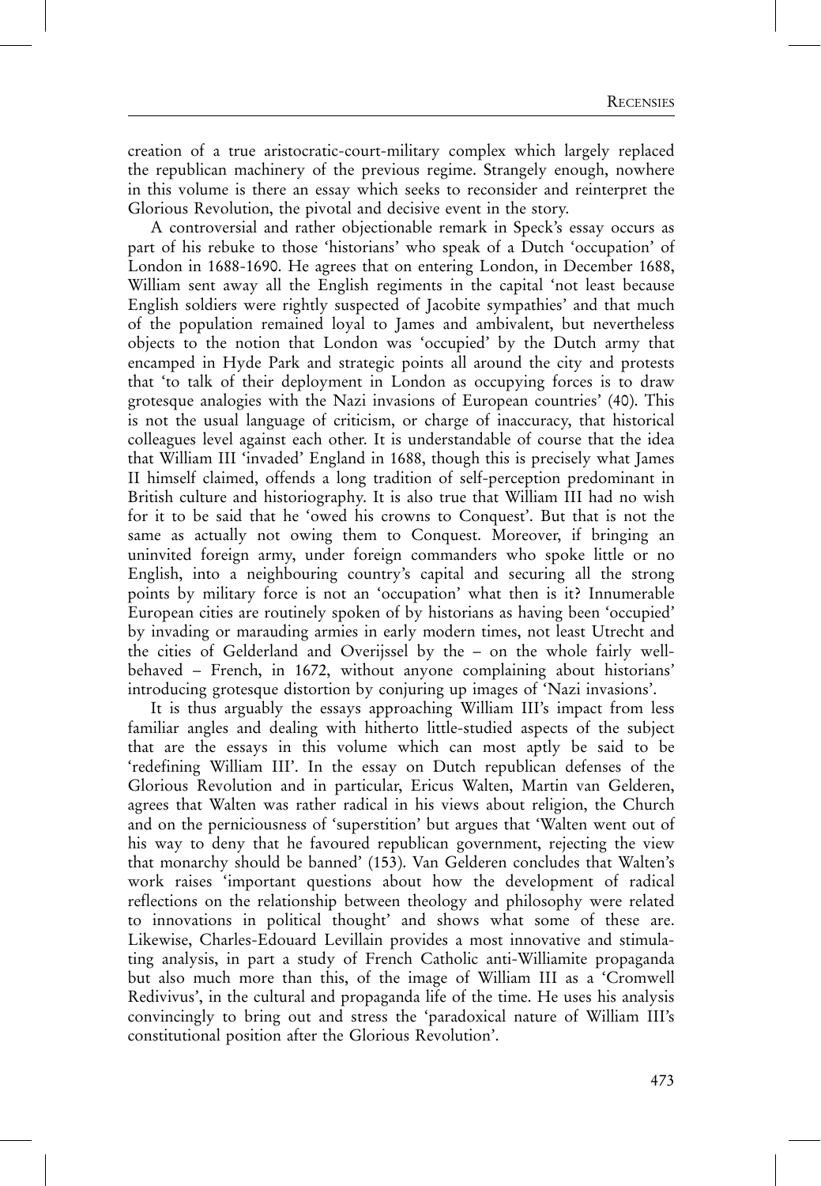creation of a true aristocratic-court-military complex which largely replaced the republican machinery of the previous regime. Strangely enough, nowhere in this volume is there an essay which seeks to reconsider and reinterpret the Glorious Revolution, the pivotal and decisive event in the story.

A controversial and rather objectionable remark in Speck's essay occurs as part of his rebuke to those 'historians' who speak of a Dutch 'occupation' of London in 1688-1690. He agrees that on entering London, in December 1688, William sent away all the English regiments in the capital 'not least because English soldiers were rightly suspected of Jacobite sympathies' and that much of the population remained loyal to James and ambivalent, but nevertheless objects to the notion that London was 'occupied' by the Dutch army that encamped in Hyde Park and strategic points all around the city and protests that 'to talk of their deployment in London as occupying forces is to draw grotesque analogies with the Nazi invasions of European countries' (40). This is not the usual language of criticism, or charge of inaccuracy, that historical colleagues level against each other. It is understandable of course that the idea that William III 'invaded' England in 1688, though this is precisely what James II himself claimed, offends a long tradition of self-perception predominant in British culture and historiography. It is also true that William III had no wish for it to be said that he 'owed his crowns to Conquest'. But that is not the same as actually not owing them to Conquest. Moreover, if bringing an uninvited foreign army, under foreign commanders who spoke little or no English, into a neighbouring country's capital and securing all the strong points by military force is not an 'occupation' what then is it? Innumerable European cities are routinely spoken of by historians as having been 'occupied' by invading or marauding armies in early modern times, not least Utrecht and the cities of Gelderland and Overijssel by the – on the whole fairly well-behaved – French, in 1672, without anyone complaining about historians' introducing grotesque distortion by conjuring up images of 'Nazi invasions'.

It is thus arguably the essays approaching William III's impact from less familiar angles and dealing with hitherto little-studied aspects of the subject that are the essays in this volume which can most aptly be said to be 'redefining William III'. In the essay on Dutch republican defenses of the Glorious Revolution and in particular, Ericus Walten, Martin van Gelderen, agrees that Walten was rather radical in his views about religion, the Church and on the perniciousness of 'superstition' but argues that 'Walten went out of his way to deny that he favoured republican government, rejecting the view that monarchy should be banned' (153). Van Gelderen concludes that Walten's work raises 'important questions about how the development of radical reflections on the relationship between theology and philosophy were related to innovations in political thought' and shows what some of these are. Likewise, Charles-Edouard Levillain provides a most innovative and stimulating analysis, in part a study of French Catholic anti-Williamite propaganda but also much more than this, of the image of William III as a 'Cromwell Redivivus', in the cultural and propaganda life of the time. He uses his analysis convincingly to bring out and stress the 'paradoxical nature of William III's constitutional position after the Glorious Revolution'.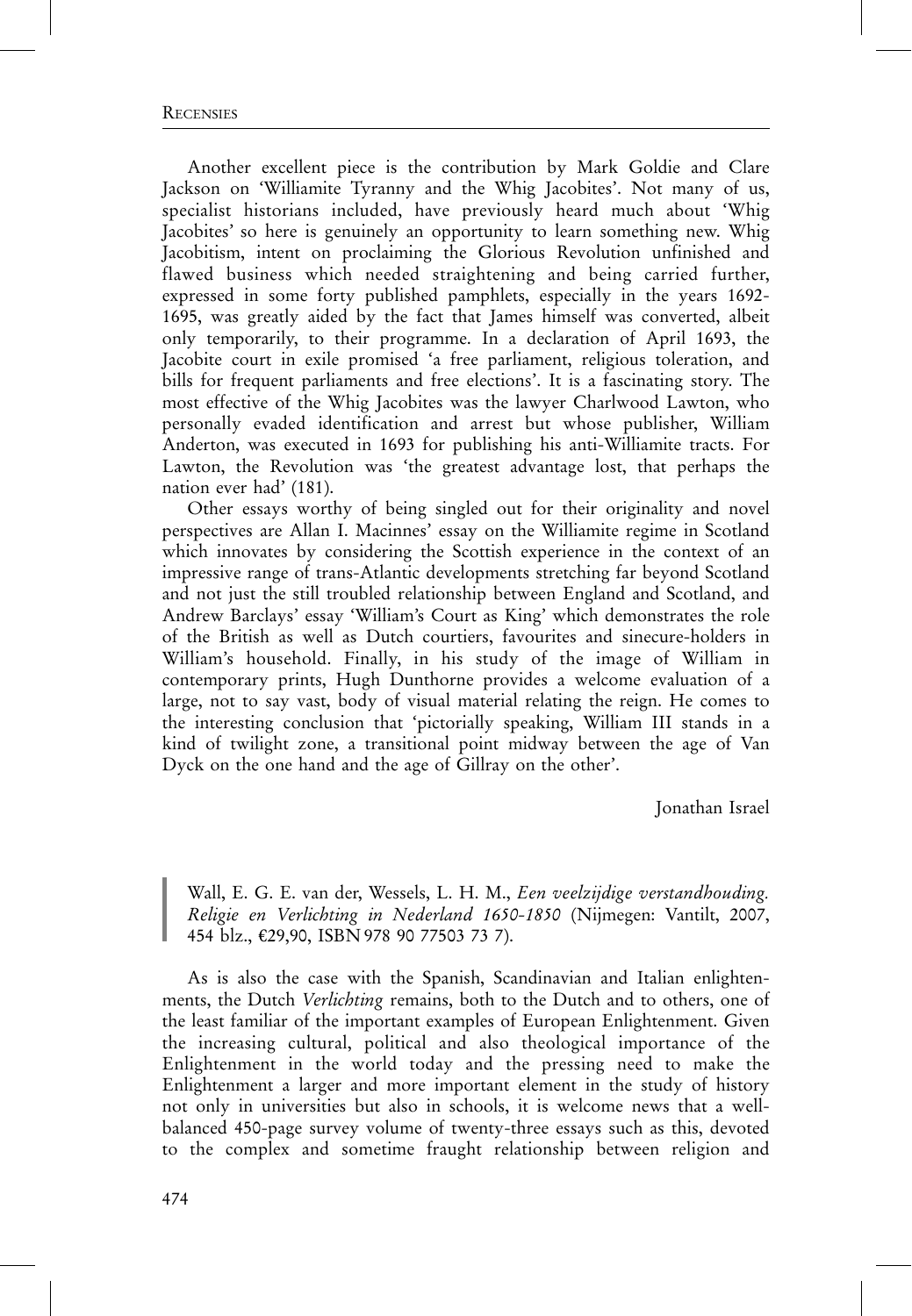Another excellent piece is the contribution by Mark Goldie and Clare Jackson on 'Williamite Tyranny and the Whig Jacobites'. Not many of us, specialist historians included, have previously heard much about 'Whig Jacobites' so here is genuinely an opportunity to learn something new. Whig Jacobitism, intent on proclaiming the Glorious Revolution unfinished and flawed business which needed straightening and being carried further, expressed in some forty published pamphlets, especially in the years 1692-1695, was greatly aided by the fact that James himself was converted, albeit only temporarily, to their programme. In a declaration of April 1693, the Jacobite court in exile promised 'a free parliament, religious toleration, and bills for frequent parliaments and free elections'. It is a fascinating story. The most effective of the Whig Jacobites was the lawyer Charlwood Lawton, who personally evaded identification and arrest but whose publisher, William Anderton, was executed in 1693 for publishing his anti-Williamite tracts. For Lawton, the Revolution was 'the greatest advantage lost, that perhaps the nation ever had' (181).

Other essays worthy of being singled out for their originality and novel perspectives are Allan I. Macinnes' essay on the Williamite regime in Scotland which innovates by considering the Scottish experience in the context of an impressive range of trans-Atlantic developments stretching far beyond Scotland and not just the still troubled relationship between England and Scotland, and Andrew Barclays' essay 'William's Court as King' which demonstrates the role of the British as well as Dutch courtiers, favourites and sinecure-holders in William's household. Finally, in his study of the image of William in contemporary prints, Hugh Dunthorne provides a welcome evaluation of a large, not to say vast, body of visual material relating the reign. He comes to the interesting conclusion that 'pictorially speaking, William III stands in a kind of twilight zone, a transitional point midway between the age of Van Dyck on the one hand and the age of Gillray on the other'.

Jonathan Israel

> Wall, E. G. E. van der, Wessels, L. H. M., *Een veelzijdige verstandhouding. Religie en Verlichting in Nederland 1650-1850* (Nijmegen: Vantilt, 2007, 454 blz., €29,90, ISBN 978 90 77503 73 7).

As is also the case with the Spanish, Scandinavian and Italian enlightenments, the Dutch *Verlichting* remains, both to the Dutch and to others, one of the least familiar of the important examples of European Enlightenment. Given the increasing cultural, political and also theological importance of the Enlightenment in the world today and the pressing need to make the Enlightenment a larger and more important element in the study of history not only in universities but also in schools, it is welcome news that a well-balanced 450-page survey volume of twenty-three essays such as this, devoted to the complex and sometime fraught relationship between religion and